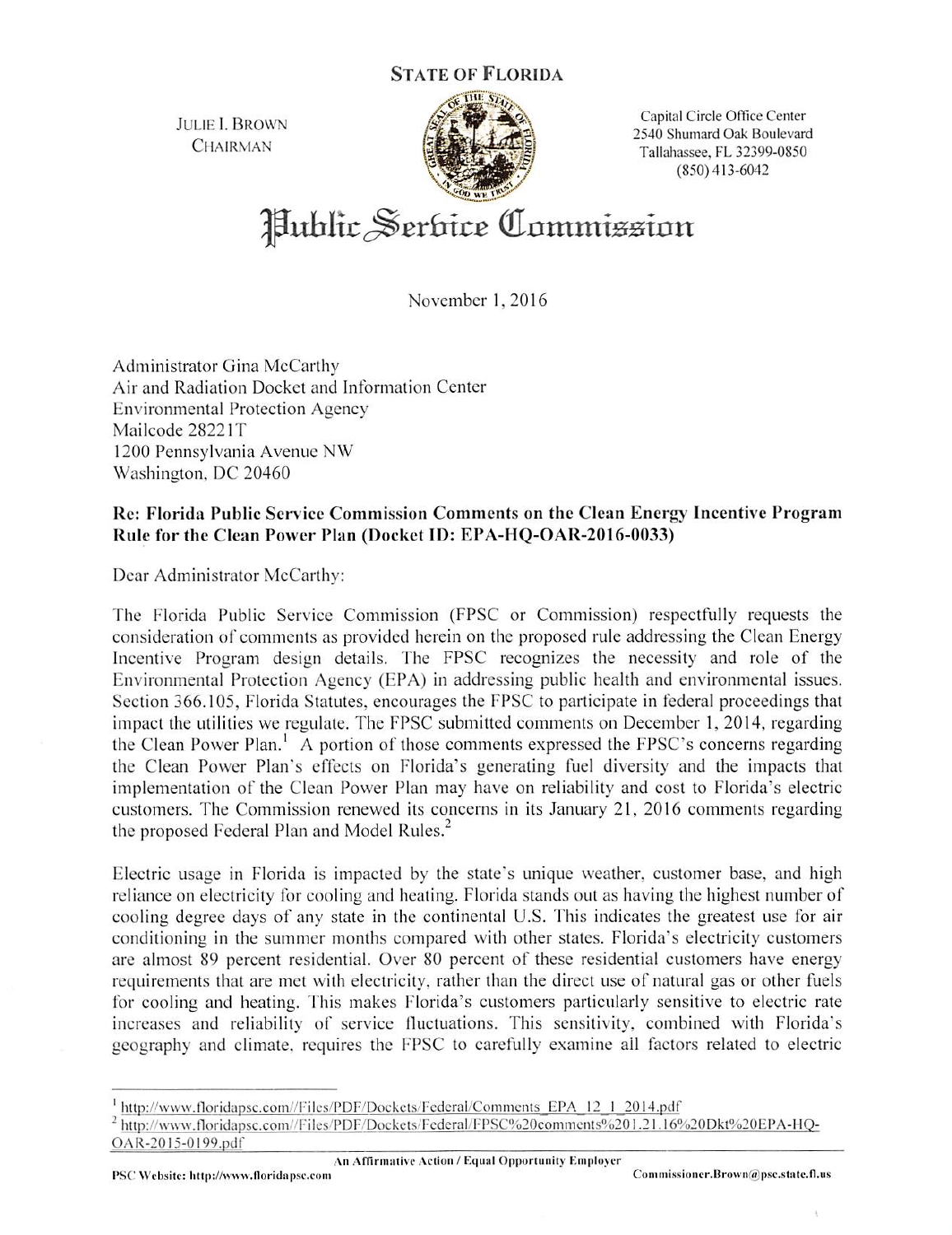**STATE OF FLORIDA**

JULIE I. BROWN
CHAIRMAN

Capital Circle Office Center
2540 Shumard Oak Boulevard
Tallahassee, FL 32399-0850
(850) 413-6042

# Public Service Commission

November 1, 2016

Administrator Gina McCarthy
Air and Radiation Docket and Information Center
Environmental Protection Agency
Mailcode 28221T
1200 Pennsylvania Avenue NW
Washington, DC 20460

**Re: Florida Public Service Commission Comments on the Clean Energy Incentive Program Rule for the Clean Power Plan (Docket ID: EPA-HQ-OAR-2016-0033)**

Dear Administrator McCarthy:

The Florida Public Service Commission (FPSC or Commission) respectfully requests the consideration of comments as provided herein on the proposed rule addressing the Clean Energy Incentive Program design details. The FPSC recognizes the necessity and role of the Environmental Protection Agency (EPA) in addressing public health and environmental issues. Section 366.105, Florida Statutes, encourages the FPSC to participate in federal proceedings that impact the utilities we regulate. The FPSC submitted comments on December 1, 2014, regarding the Clean Power Plan.[1] A portion of those comments expressed the FPSC's concerns regarding the Clean Power Plan's effects on Florida's generating fuel diversity and the impacts that implementation of the Clean Power Plan may have on reliability and cost to Florida's electric customers. The Commission renewed its concerns in its January 21, 2016 comments regarding the proposed Federal Plan and Model Rules.[2]

Electric usage in Florida is impacted by the state's unique weather, customer base, and high reliance on electricity for cooling and heating. Florida stands out as having the highest number of cooling degree days of any state in the continental U.S. This indicates the greatest use for air conditioning in the summer months compared with other states. Florida's electricity customers are almost 89 percent residential. Over 80 percent of these residential customers have energy requirements that are met with electricity, rather than the direct use of natural gas or other fuels for cooling and heating. This makes Florida's customers particularly sensitive to electric rate increases and reliability of service fluctuations. This sensitivity, combined with Florida's geography and climate, requires the FPSC to carefully examine all factors related to electric

---

[1] http://www.floridapsc.com//Files/PDF/Dockets/Federal/Comments_EPA_12_1_2014.pdf

[2] http://www.floridapsc.com//Files/PDF/Dockets/Federal/FPSC%20comments%201.21.16%20Dkt%20EPA-HQ-OAR-2015-0199.pdf

An Affirmative Action / Equal Opportunity Employer

PSC Website: http://www.floridapsc.com    Commissioner.Brown@psc.state.fl.us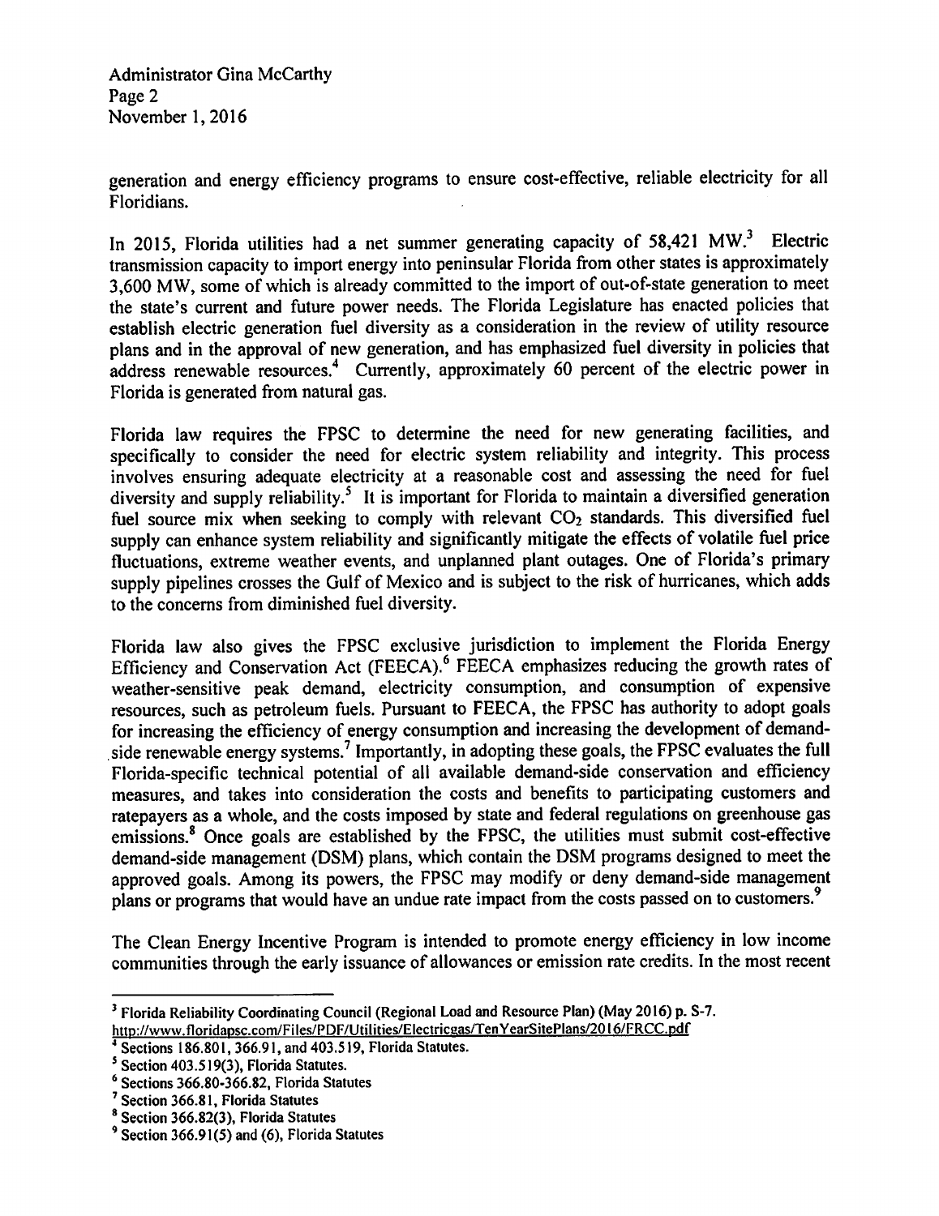generation and energy efficiency programs to ensure cost-effective, reliable electricity for all Floridians.

In 2015, Florida utilities had a net summer generating capacity of 58,421 MW.[3] Electric transmission capacity to import energy into peninsular Florida from other states is approximately 3,600 MW, some of which is already committed to the import of out-of-state generation to meet the state's current and future power needs. The Florida Legislature has enacted policies that establish electric generation fuel diversity as a consideration in the review of utility resource plans and in the approval of new generation, and has emphasized fuel diversity in policies that address renewable resources.[4] Currently, approximately 60 percent of the electric power in Florida is generated from natural gas.

Florida law requires the FPSC to determine the need for new generating facilities, and specifically to consider the need for electric system reliability and integrity. This process involves ensuring adequate electricity at a reasonable cost and assessing the need for fuel diversity and supply reliability.[5] It is important for Florida to maintain a diversified generation fuel source mix when seeking to comply with relevant $CO_2$ standards. This diversified fuel supply can enhance system reliability and significantly mitigate the effects of volatile fuel price fluctuations, extreme weather events, and unplanned plant outages. One of Florida's primary supply pipelines crosses the Gulf of Mexico and is subject to the risk of hurricanes, which adds to the concerns from diminished fuel diversity.

Florida law also gives the FPSC exclusive jurisdiction to implement the Florida Energy Efficiency and Conservation Act (FEECA).[6] FEECA emphasizes reducing the growth rates of weather-sensitive peak demand, electricity consumption, and consumption of expensive resources, such as petroleum fuels. Pursuant to FEECA, the FPSC has authority to adopt goals for increasing the efficiency of energy consumption and increasing the development of demand-side renewable energy systems.[7] Importantly, in adopting these goals, the FPSC evaluates the full Florida-specific technical potential of all available demand-side conservation and efficiency measures, and takes into consideration the costs and benefits to participating customers and ratepayers as a whole, and the costs imposed by state and federal regulations on greenhouse gas emissions.[8] Once goals are established by the FPSC, the utilities must submit cost-effective demand-side management (DSM) plans, which contain the DSM programs designed to meet the approved goals. Among its powers, the FPSC may modify or deny demand-side management plans or programs that would have an undue rate impact from the costs passed on to customers.[9]

The Clean Energy Incentive Program is intended to promote energy efficiency in low income communities through the early issuance of allowances or emission rate credits. In the most recent

---

[3] Florida Reliability Coordinating Council (Regional Load and Resource Plan) (May 2016) p. S-7. http://www.floridapsc.com/Files/PDF/Utilities/Electricgas/TenYearSitePlans/2016/FRCC.pdf

[4] Sections 186.801, 366.91, and 403.519, Florida Statutes.

[5] Section 403.519(3), Florida Statutes.

[6] Sections 366.80-366.82, Florida Statutes

[7] Section 366.81, Florida Statutes

[8] Section 366.82(3), Florida Statutes

[9] Section 366.91(5) and (6), Florida Statutes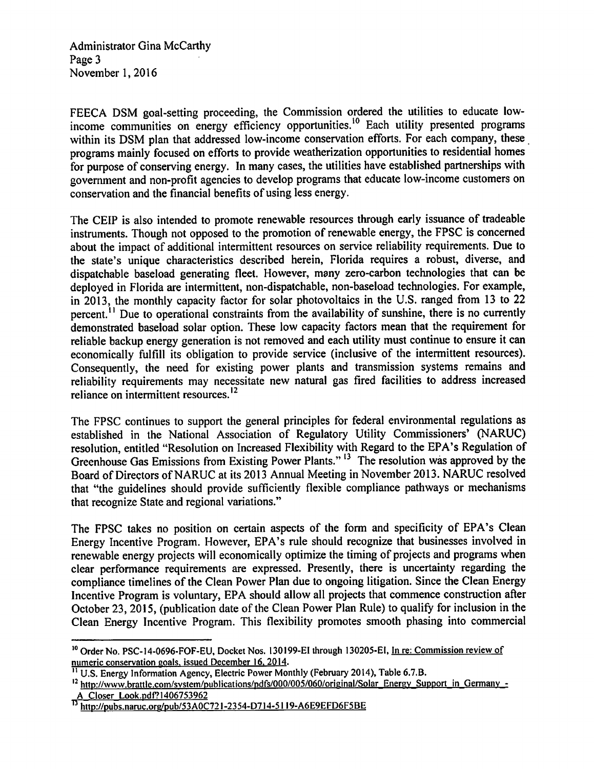FEECA DSM goal-setting proceeding, the Commission ordered the utilities to educate low-income communities on energy efficiency opportunities.[10] Each utility presented programs within its DSM plan that addressed low-income conservation efforts. For each company, these programs mainly focused on efforts to provide weatherization opportunities to residential homes for purpose of conserving energy. In many cases, the utilities have established partnerships with government and non-profit agencies to develop programs that educate low-income customers on conservation and the financial benefits of using less energy.

The CEIP is also intended to promote renewable resources through early issuance of tradeable instruments. Though not opposed to the promotion of renewable energy, the FPSC is concerned about the impact of additional intermittent resources on service reliability requirements. Due to the state's unique characteristics described herein, Florida requires a robust, diverse, and dispatchable baseload generating fleet. However, many zero-carbon technologies that can be deployed in Florida are intermittent, non-dispatchable, non-baseload technologies. For example, in 2013, the monthly capacity factor for solar photovoltaics in the U.S. ranged from 13 to 22 percent.[11] Due to operational constraints from the availability of sunshine, there is no currently demonstrated baseload solar option. These low capacity factors mean that the requirement for reliable backup energy generation is not removed and each utility must continue to ensure it can economically fulfill its obligation to provide service (inclusive of the intermittent resources). Consequently, the need for existing power plants and transmission systems remains and reliability requirements may necessitate new natural gas fired facilities to address increased reliance on intermittent resources.[12]

The FPSC continues to support the general principles for federal environmental regulations as established in the National Association of Regulatory Utility Commissioners' (NARUC) resolution, entitled "Resolution on Increased Flexibility with Regard to the EPA's Regulation of Greenhouse Gas Emissions from Existing Power Plants."[13] The resolution was approved by the Board of Directors of NARUC at its 2013 Annual Meeting in November 2013. NARUC resolved that "the guidelines should provide sufficiently flexible compliance pathways or mechanisms that recognize State and regional variations."

The FPSC takes no position on certain aspects of the form and specificity of EPA's Clean Energy Incentive Program. However, EPA's rule should recognize that businesses involved in renewable energy projects will economically optimize the timing of projects and programs when clear performance requirements are expressed. Presently, there is uncertainty regarding the compliance timelines of the Clean Power Plan due to ongoing litigation. Since the Clean Energy Incentive Program is voluntary, EPA should allow all projects that commence construction after October 23, 2015, (publication date of the Clean Power Plan Rule) to qualify for inclusion in the Clean Energy Incentive Program. This flexibility promotes smooth phasing into commercial

---

[10] Order No. PSC-14-0696-FOF-EU, Docket Nos. 130199-EI through 130205-EI, In re: Commission review of numeric conservation goals, issued December 16, 2014.

[11] U.S. Energy Information Agency, Electric Power Monthly (February 2014), Table 6.7.B.

[12] http://www.brattle.com/system/publications/pdfs/000/005/060/original/Solar_Energy_Support_in_Germany_-_A_Closer_Look.pdf?1406753962

[13] http://pubs.naruc.org/pub/53A0C721-2354-D714-5119-A6E9EFD6F5BE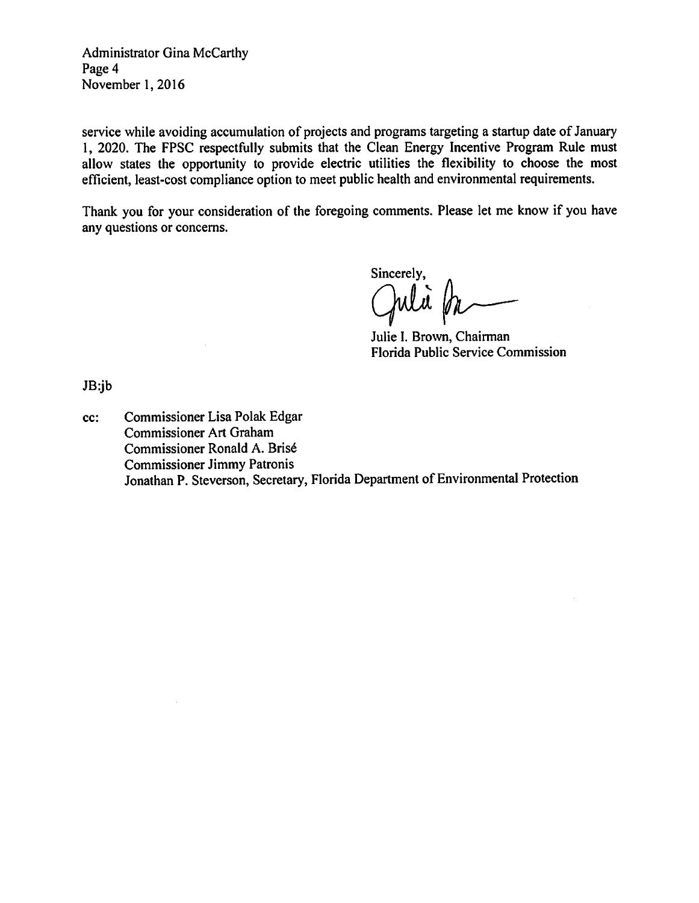service while avoiding accumulation of projects and programs targeting a startup date of January 1, 2020. The FPSC respectfully submits that the Clean Energy Incentive Program Rule must allow states the opportunity to provide electric utilities the flexibility to choose the most efficient, least-cost compliance option to meet public health and environmental requirements.

Thank you for your consideration of the foregoing comments. Please let me know if you have any questions or concerns.

Sincerely,

Julie I. Brown, Chairman
Florida Public Service Commission

JB:jb

cc: Commissioner Lisa Polak Edgar
Commissioner Art Graham
Commissioner Ronald A. Brisé
Commissioner Jimmy Patronis
Jonathan P. Steverson, Secretary, Florida Department of Environmental Protection